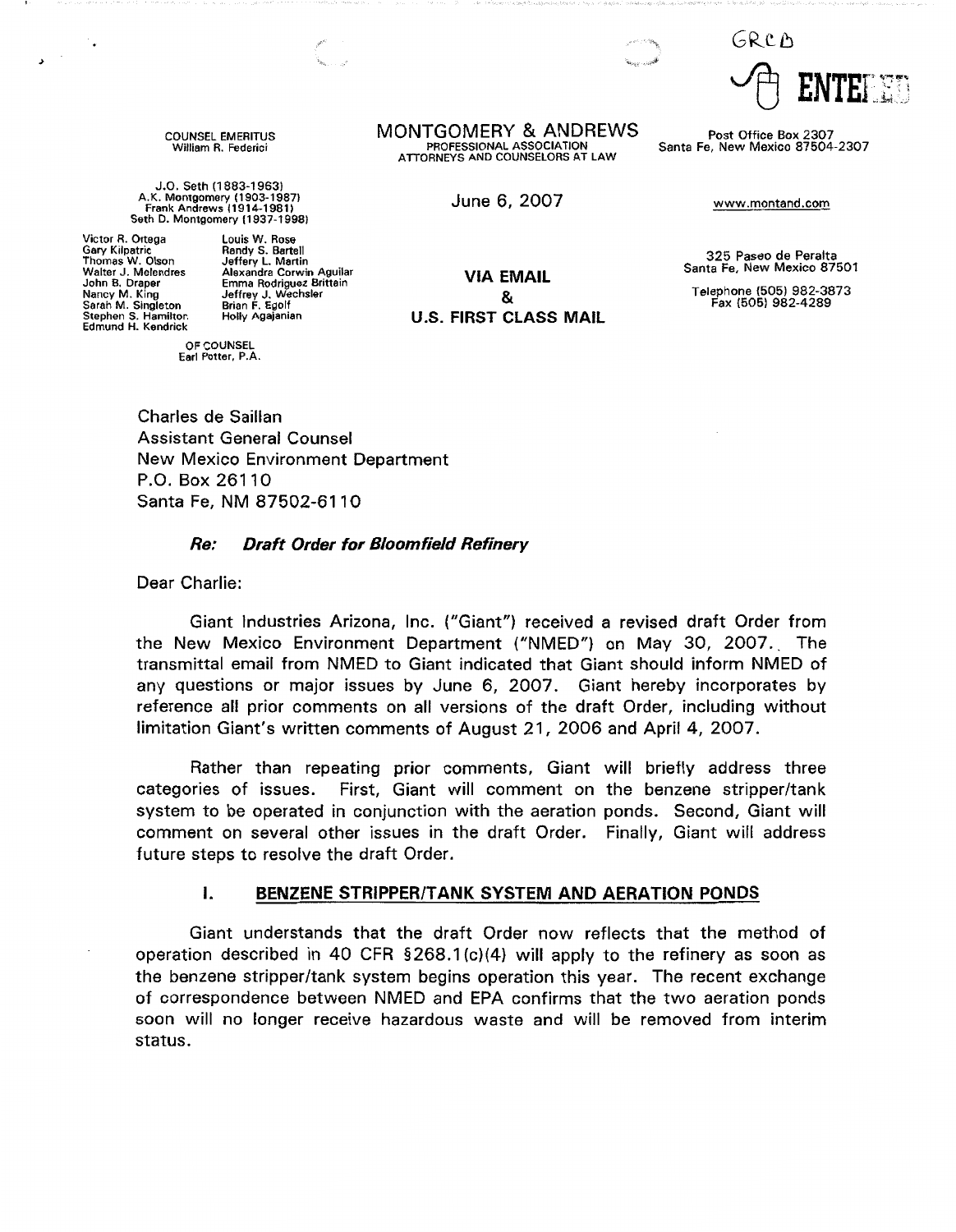GRCB

ENTERED

COUNSEL EMERITUS
William R. Federici

MONTGOMERY & ANDREWS
PROFESSIONAL ASSOCIATION
ATTORNEYS AND COUNSELORS AT LAW

Post Office Box 2307
Santa Fe, New Mexico 87504-2307

J.O. Seth (1883-1963)
A.K. Montgomery (1903-1987)
Frank Andrews (1914-1981)
Seth D. Montgomery (1937-1998)

June 6, 2007

www.montand.com

Victor R. Ortega
Gary Kilpatric
Thomas W. Olson
Walter J. Melendres
John B. Draper
Nancy M. King
Sarah M. Singleton
Stephen S. Hamilton
Edmund H. Kendrick

Louis W. Rose
Randy S. Bartell
Jeffery L. Martin
Alexandra Corwin Aguilar
Emma Rodriguez Brittain
Jeffrey J. Wechsler
Brian F. Egolf
Holly Agajanian

OF COUNSEL
Earl Potter, P.A.

**VIA EMAIL**
**&**
**U.S. FIRST CLASS MAIL**

325 Paseo de Peralta
Santa Fe, New Mexico 87501

Telephone (505) 982-3873
Fax (505) 982-4289

Charles de Saillan
Assistant General Counsel
New Mexico Environment Department
P.O. Box 26110
Santa Fe, NM 87502-6110

***Re: Draft Order for Bloomfield Refinery***

Dear Charlie:

Giant Industries Arizona, Inc. ("Giant") received a revised draft Order from the New Mexico Environment Department ("NMED") on May 30, 2007. The transmittal email from NMED to Giant indicated that Giant should inform NMED of any questions or major issues by June 6, 2007. Giant hereby incorporates by reference all prior comments on all versions of the draft Order, including without limitation Giant's written comments of August 21, 2006 and April 4, 2007.

Rather than repeating prior comments, Giant will briefly address three categories of issues. First, Giant will comment on the benzene stripper/tank system to be operated in conjunction with the aeration ponds. Second, Giant will comment on several other issues in the draft Order. Finally, Giant will address future steps to resolve the draft Order.

## I. BENZENE STRIPPER/TANK SYSTEM AND AERATION PONDS

Giant understands that the draft Order now reflects that the method of operation described in 40 CFR §268.1(c)(4) will apply to the refinery as soon as the benzene stripper/tank system begins operation this year. The recent exchange of correspondence between NMED and EPA confirms that the two aeration ponds soon will no longer receive hazardous waste and will be removed from interim status.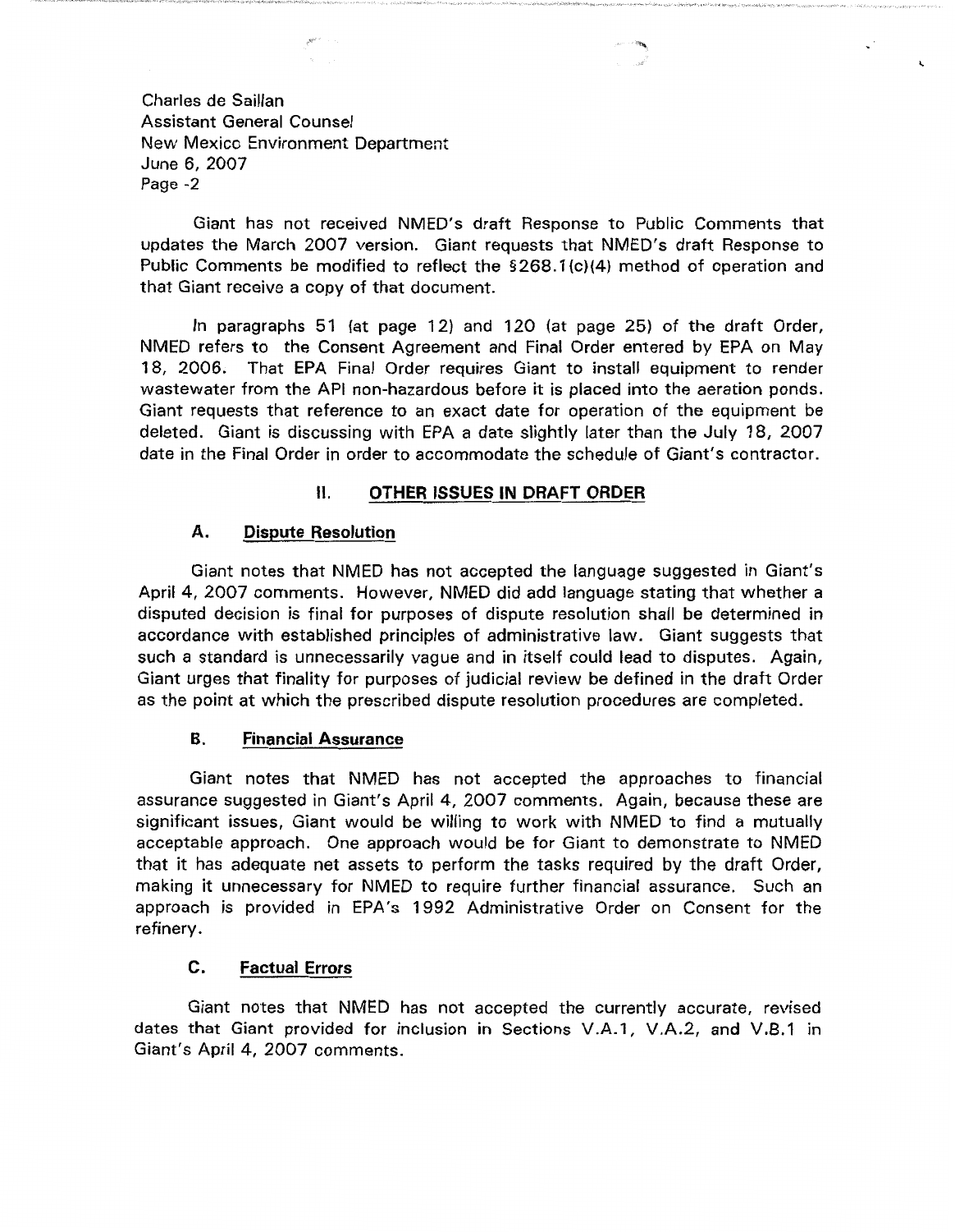Charles de Saillan
Assistant General Counsel
New Mexico Environment Department
June 6, 2007
Page -2

Giant has not received NMED's draft Response to Public Comments that updates the March 2007 version. Giant requests that NMED's draft Response to Public Comments be modified to reflect the §268.1(c)(4) method of operation and that Giant receive a copy of that document.

In paragraphs 51 (at page 12) and 120 (at page 25) of the draft Order, NMED refers to the Consent Agreement and Final Order entered by EPA on May 18, 2006. That EPA Final Order requires Giant to install equipment to render wastewater from the API non-hazardous before it is placed into the aeration ponds. Giant requests that reference to an exact date for operation of the equipment be deleted. Giant is discussing with EPA a date slightly later than the July 18, 2007 date in the Final Order in order to accommodate the schedule of Giant's contractor.

## II. OTHER ISSUES IN DRAFT ORDER

### A. Dispute Resolution

Giant notes that NMED has not accepted the language suggested in Giant's April 4, 2007 comments. However, NMED did add language stating that whether a disputed decision is final for purposes of dispute resolution shall be determined in accordance with established principles of administrative law. Giant suggests that such a standard is unnecessarily vague and in itself could lead to disputes. Again, Giant urges that finality for purposes of judicial review be defined in the draft Order as the point at which the prescribed dispute resolution procedures are completed.

### B. Financial Assurance

Giant notes that NMED has not accepted the approaches to financial assurance suggested in Giant's April 4, 2007 comments. Again, because these are significant issues, Giant would be willing to work with NMED to find a mutually acceptable approach. One approach would be for Giant to demonstrate to NMED that it has adequate net assets to perform the tasks required by the draft Order, making it unnecessary for NMED to require further financial assurance. Such an approach is provided in EPA's 1992 Administrative Order on Consent for the refinery.

### C. Factual Errors

Giant notes that NMED has not accepted the currently accurate, revised dates that Giant provided for inclusion in Sections V.A.1, V.A.2, and V.B.1 in Giant's April 4, 2007 comments.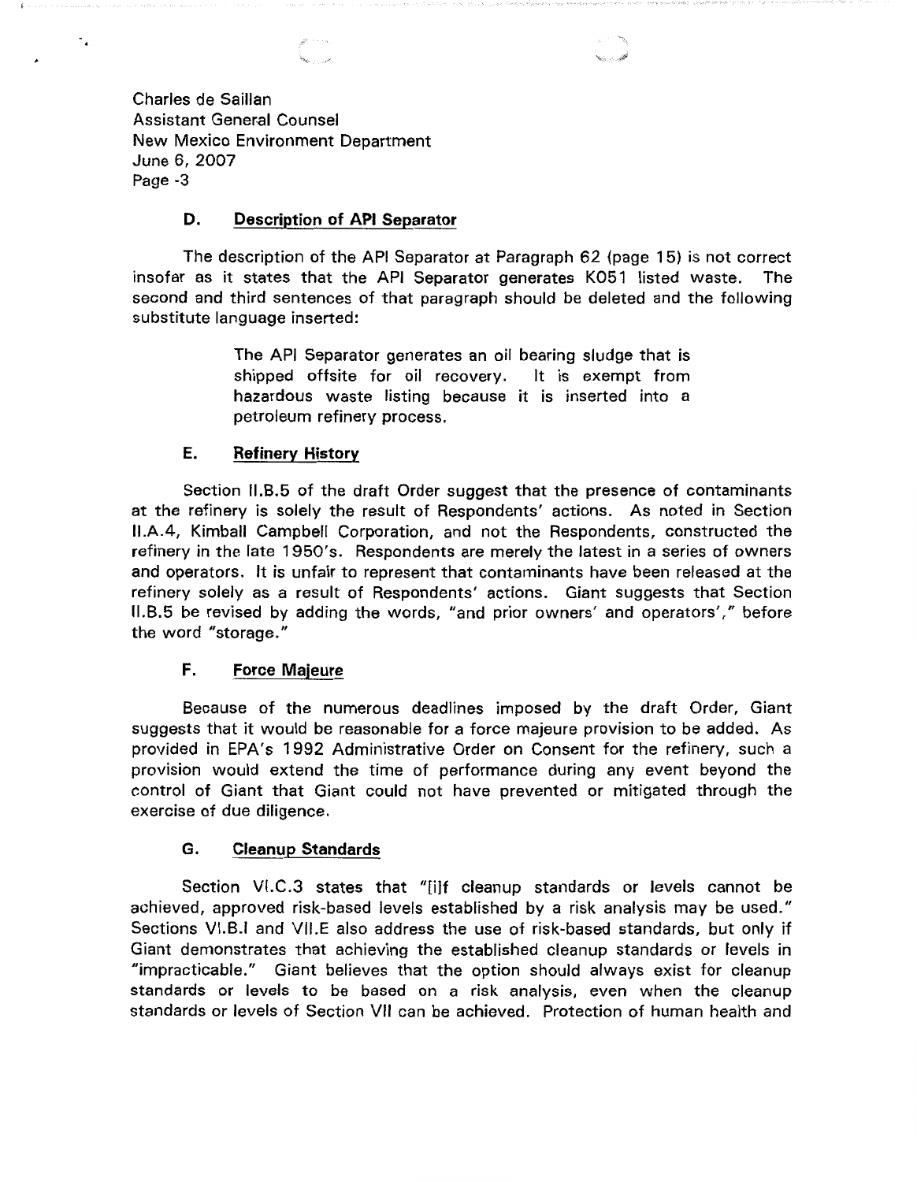Charles de Saillan
Assistant General Counsel
New Mexico Environment Department
June 6, 2007
Page -3

### D. Description of API Separator

The description of the API Separator at Paragraph 62 (page 15) is not correct insofar as it states that the API Separator generates K051 listed waste. The second and third sentences of that paragraph should be deleted and the following substitute language inserted:

> The API Separator generates an oil bearing sludge that is shipped offsite for oil recovery. It is exempt from hazardous waste listing because it is inserted into a petroleum refinery process.

### E. Refinery History

Section II.B.5 of the draft Order suggest that the presence of contaminants at the refinery is solely the result of Respondents' actions. As noted in Section II.A.4, Kimball Campbell Corporation, and not the Respondents, constructed the refinery in the late 1950's. Respondents are merely the latest in a series of owners and operators. It is unfair to represent that contaminants have been released at the refinery solely as a result of Respondents' actions. Giant suggests that Section II.B.5 be revised by adding the words, "and prior owners' and operators'," before the word "storage."

### F. Force Majeure

Because of the numerous deadlines imposed by the draft Order, Giant suggests that it would be reasonable for a force majeure provision to be added. As provided in EPA's 1992 Administrative Order on Consent for the refinery, such a provision would extend the time of performance during any event beyond the control of Giant that Giant could not have prevented or mitigated through the exercise of due diligence.

### G. Cleanup Standards

Section VI.C.3 states that "[i]f cleanup standards or levels cannot be achieved, approved risk-based levels established by a risk analysis may be used." Sections VI.B.I and VII.E also address the use of risk-based standards, but only if Giant demonstrates that achieving the established cleanup standards or levels in "impracticable." Giant believes that the option should always exist for cleanup standards or levels to be based on a risk analysis, even when the cleanup standards or levels of Section VII can be achieved. Protection of human health and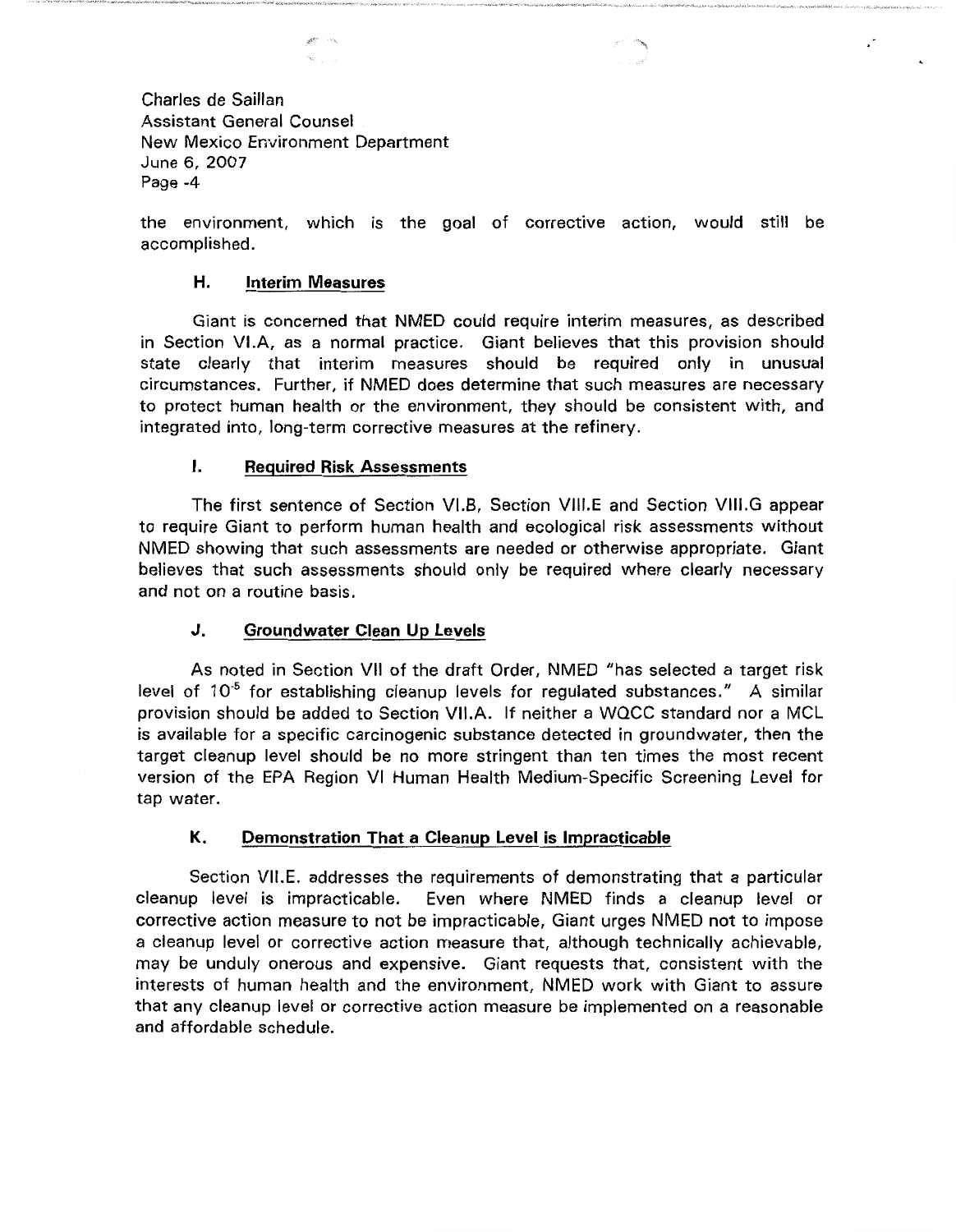the environment, which is the goal of corrective action, would still be accomplished.

### H. Interim Measures

Giant is concerned that NMED could require interim measures, as described in Section VI.A, as a normal practice. Giant believes that this provision should state clearly that interim measures should be required only in unusual circumstances. Further, if NMED does determine that such measures are necessary to protect human health or the environment, they should be consistent with, and integrated into, long-term corrective measures at the refinery.

### I. Required Risk Assessments

The first sentence of Section VI.B, Section VIII.E and Section VIII.G appear to require Giant to perform human health and ecological risk assessments without NMED showing that such assessments are needed or otherwise appropriate. Giant believes that such assessments should only be required where clearly necessary and not on a routine basis.

### J. Groundwater Clean Up Levels

As noted in Section VII of the draft Order, NMED "has selected a target risk level of $10^{-5}$ for establishing cleanup levels for regulated substances." A similar provision should be added to Section VII.A. If neither a WQCC standard nor a MCL is available for a specific carcinogenic substance detected in groundwater, then the target cleanup level should be no more stringent than ten times the most recent version of the EPA Region VI Human Health Medium-Specific Screening Level for tap water.

### K. Demonstration That a Cleanup Level is Impracticable

Section VII.E. addresses the requirements of demonstrating that a particular cleanup level is impracticable. Even where NMED finds a cleanup level or corrective action measure to not be impracticable, Giant urges NMED not to impose a cleanup level or corrective action measure that, although technically achievable, may be unduly onerous and expensive. Giant requests that, consistent with the interests of human health and the environment, NMED work with Giant to assure that any cleanup level or corrective action measure be implemented on a reasonable and affordable schedule.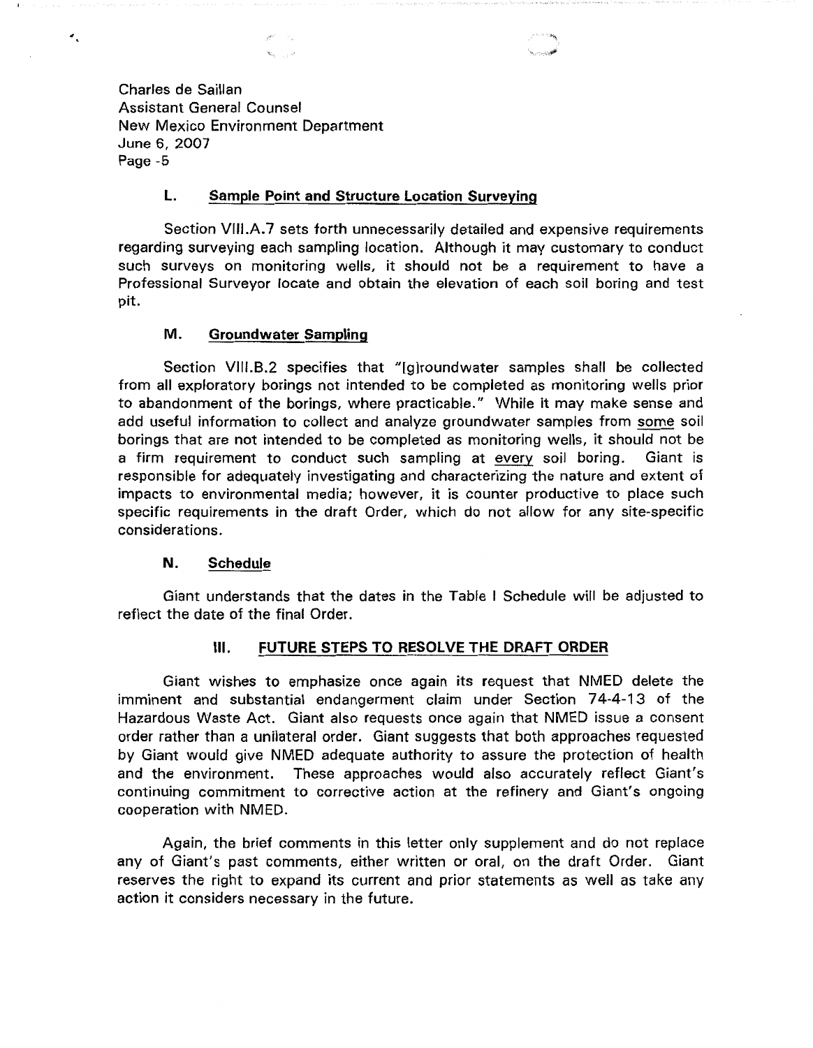Charles de Saillan
Assistant General Counsel
New Mexico Environment Department
June 6, 2007
Page -5

### L. Sample Point and Structure Location Surveying

Section VIII.A.7 sets forth unnecessarily detailed and expensive requirements regarding surveying each sampling location. Although it may customary to conduct such surveys on monitoring wells, it should not be a requirement to have a Professional Surveyor locate and obtain the elevation of each soil boring and test pit.

### M. Groundwater Sampling

Section VIII.B.2 specifies that "[g]roundwater samples shall be collected from all exploratory borings not intended to be completed as monitoring wells prior to abandonment of the borings, where practicable." While it may make sense and add useful information to collect and analyze groundwater samples from some soil borings that are not intended to be completed as monitoring wells, it should not be a firm requirement to conduct such sampling at every soil boring. Giant is responsible for adequately investigating and characterizing the nature and extent of impacts to environmental media; however, it is counter productive to place such specific requirements in the draft Order, which do not allow for any site-specific considerations.

### N. Schedule

Giant understands that the dates in the Table I Schedule will be adjusted to reflect the date of the final Order.

## III. FUTURE STEPS TO RESOLVE THE DRAFT ORDER

Giant wishes to emphasize once again its request that NMED delete the imminent and substantial endangerment claim under Section 74-4-13 of the Hazardous Waste Act. Giant also requests once again that NMED issue a consent order rather than a unilateral order. Giant suggests that both approaches requested by Giant would give NMED adequate authority to assure the protection of health and the environment. These approaches would also accurately reflect Giant's continuing commitment to corrective action at the refinery and Giant's ongoing cooperation with NMED.

Again, the brief comments in this letter only supplement and do not replace any of Giant's past comments, either written or oral, on the draft Order. Giant reserves the right to expand its current and prior statements as well as take any action it considers necessary in the future.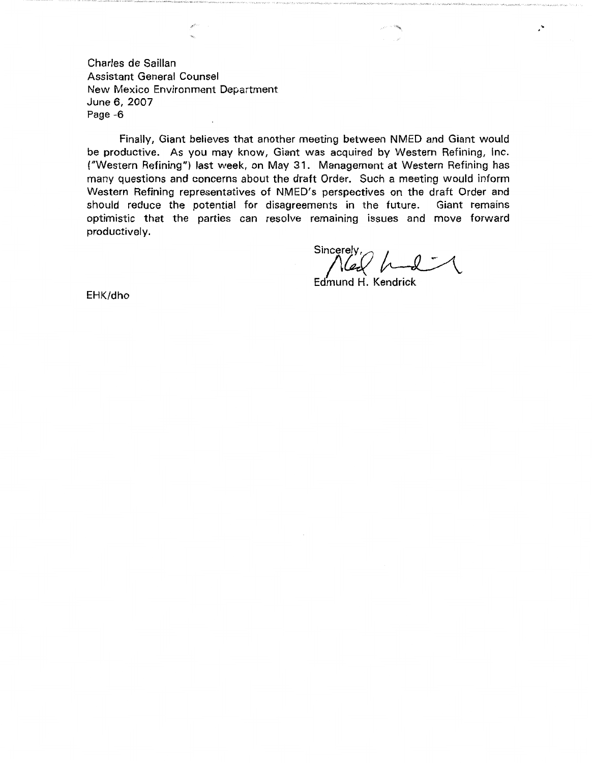Finally, Giant believes that another meeting between NMED and Giant would be productive. As you may know, Giant was acquired by Western Refining, Inc. ("Western Refining") last week, on May 31. Management at Western Refining has many questions and concerns about the draft Order. Such a meeting would inform Western Refining representatives of NMED's perspectives on the draft Order and should reduce the potential for disagreements in the future. Giant remains optimistic that the parties can resolve remaining issues and move forward productively.

Sincerely,

Edmund H. Kendrick

EHK/dho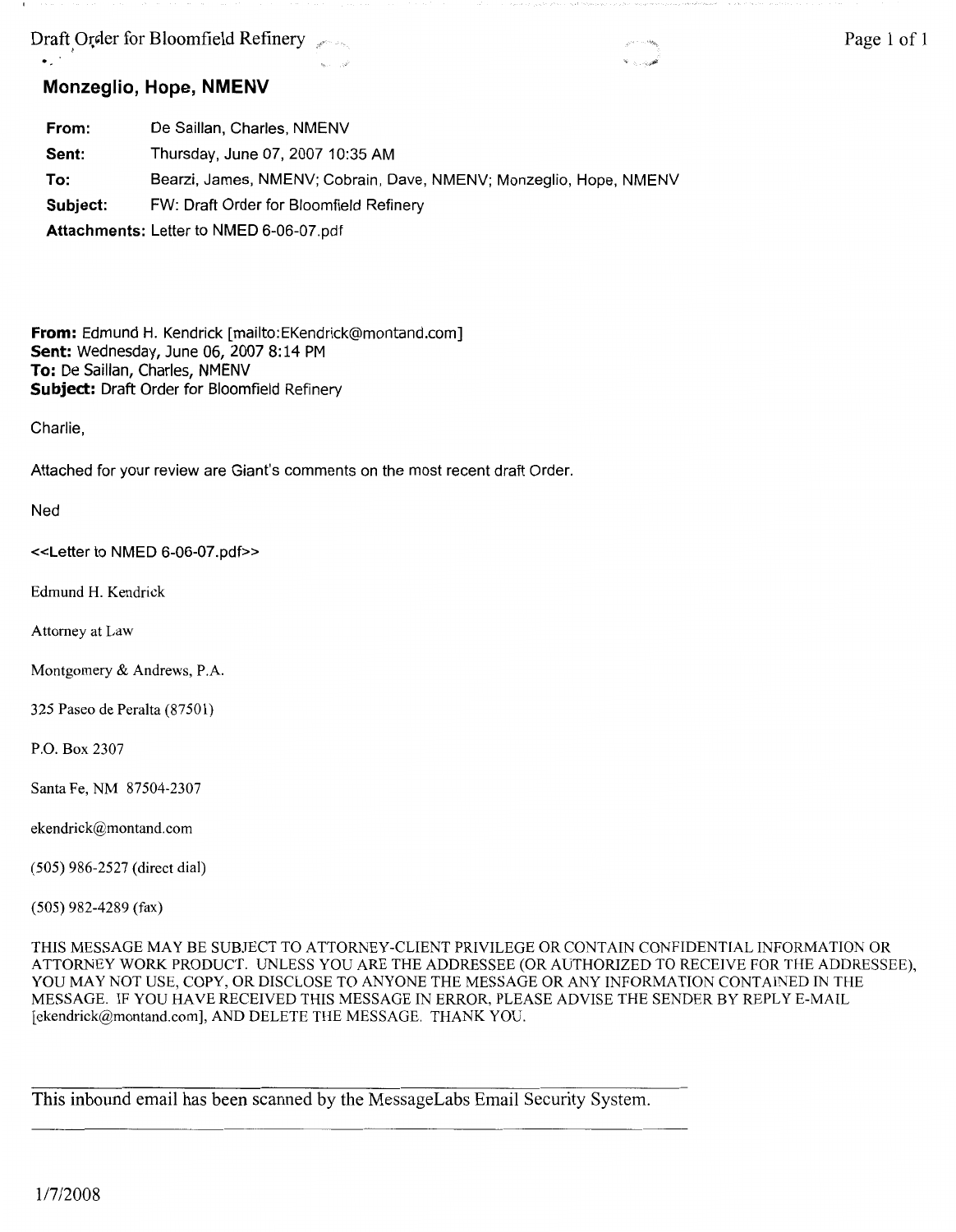**Monzeglio, Hope, NMENV**

| | |
|---|---|
| **From:** | De Saillan, Charles, NMENV |
| **Sent:** | Thursday, June 07, 2007 10:35 AM |
| **To:** | Bearzi, James, NMENV; Cobrain, Dave, NMENV; Monzeglio, Hope, NMENV |
| **Subject:** | FW: Draft Order for Bloomfield Refinery |
| **Attachments:** | Letter to NMED 6-06-07.pdf |

**From:** Edmund H. Kendrick [mailto:EKendrick@montand.com]
**Sent:** Wednesday, June 06, 2007 8:14 PM
**To:** De Saillan, Charles, NMENV
**Subject:** Draft Order for Bloomfield Refinery

Charlie,

Attached for your review are Giant's comments on the most recent draft Order.

Ned

<<Letter to NMED 6-06-07.pdf>>

Edmund H. Kendrick

Attorney at Law

Montgomery & Andrews, P.A.

325 Paseo de Peralta (87501)

P.O. Box 2307

Santa Fe, NM 87504-2307

ekendrick@montand.com

(505) 986-2527 (direct dial)

(505) 982-4289 (fax)

THIS MESSAGE MAY BE SUBJECT TO ATTORNEY-CLIENT PRIVILEGE OR CONTAIN CONFIDENTIAL INFORMATION OR ATTORNEY WORK PRODUCT. UNLESS YOU ARE THE ADDRESSEE (OR AUTHORIZED TO RECEIVE FOR THE ADDRESSEE), YOU MAY NOT USE, COPY, OR DISCLOSE TO ANYONE THE MESSAGE OR ANY INFORMATION CONTAINED IN THE MESSAGE. IF YOU HAVE RECEIVED THIS MESSAGE IN ERROR, PLEASE ADVISE THE SENDER BY REPLY E-MAIL [ekendrick@montand.com], AND DELETE THE MESSAGE. THANK YOU.

---

This inbound email has been scanned by the MessageLabs Email Security System.

---